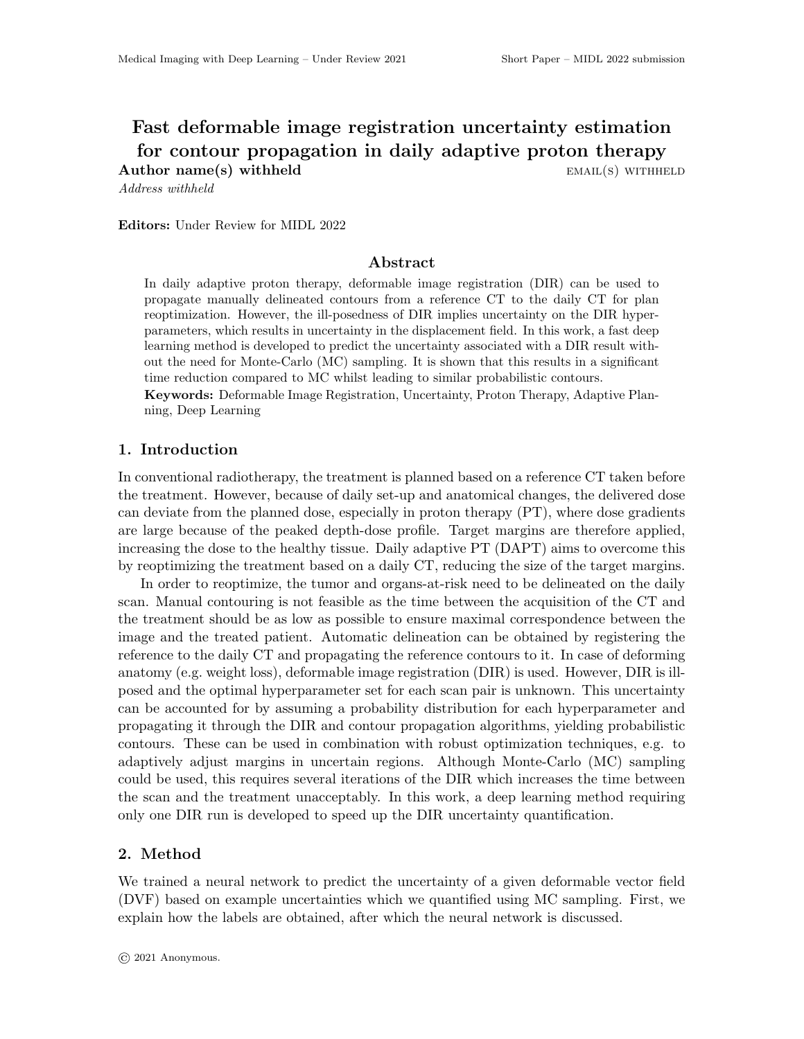# Fast deformable image registration uncertainty estimation for contour propagation in daily adaptive proton therapy

**Author name(s) withheld** EMAIL(S) WITHHELD

*Address withheld*

**Editors:** Under Review for MIDL 2022

## Abstract

In daily adaptive proton therapy, deformable image registration (DIR) can be used to propagate manually delineated contours from a reference CT to the daily CT for plan reoptimization. However, the ill-posedness of DIR implies uncertainty on the DIR hyperparameters, which results in uncertainty in the displacement field. In this work, a fast deep learning method is developed to predict the uncertainty associated with a DIR result without the need for Monte-Carlo (MC) sampling. It is shown that this results in a significant time reduction compared to MC whilst leading to similar probabilistic contours.

**Keywords:** Deformable Image Registration, Uncertainty, Proton Therapy, Adaptive Planning, Deep Learning

## 1. Introduction

In conventional radiotherapy, the treatment is planned based on a reference CT taken before the treatment. However, because of daily set-up and anatomical changes, the delivered dose can deviate from the planned dose, especially in proton therapy (PT), where dose gradients are large because of the peaked depth-dose profile. Target margins are therefore applied, increasing the dose to the healthy tissue. Daily adaptive PT (DAPT) aims to overcome this by reoptimizing the treatment based on a daily CT, reducing the size of the target margins.

In order to reoptimize, the tumor and organs-at-risk need to be delineated on the daily scan. Manual contouring is not feasible as the time between the acquisition of the CT and the treatment should be as low as possible to ensure maximal correspondence between the image and the treated patient. Automatic delineation can be obtained by registering the reference to the daily CT and propagating the reference contours to it. In case of deforming anatomy (e.g. weight loss), deformable image registration (DIR) is used. However, DIR is ill-posed and the optimal hyperparameter set for each scan pair is unknown. This uncertainty can be accounted for by assuming a probability distribution for each hyperparameter and propagating it through the DIR and contour propagation algorithms, yielding probabilistic contours. These can be used in combination with robust optimization techniques, e.g. to adaptively adjust margins in uncertain regions. Although Monte-Carlo (MC) sampling could be used, this requires several iterations of the DIR which increases the time between the scan and the treatment unacceptably. In this work, a deep learning method requiring only one DIR run is developed to speed up the DIR uncertainty quantification.

## 2. Method

We trained a neural network to predict the uncertainty of a given deformable vector field (DVF) based on example uncertainties which we quantified using MC sampling. First, we explain how the labels are obtained, after which the neural network is discussed.

© 2021 Anonymous.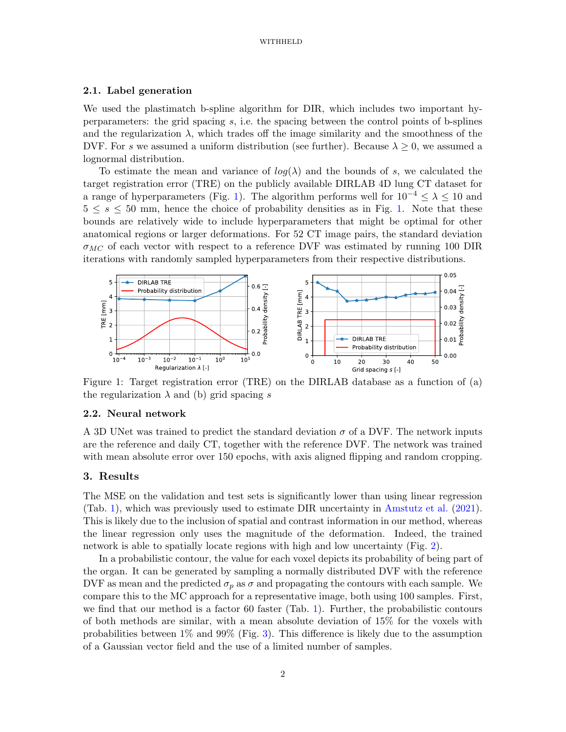### 2.1. Label generation

We used the plastimatch b-spline algorithm for DIR, which includes two important hyperparameters: the grid spacing $s$, i.e. the spacing between the control points of b-splines and the regularization $\lambda$, which trades off the image similarity and the smoothness of the DVF. For $s$ we assumed a uniform distribution (see further). Because $\lambda \geq 0$, we assumed a lognormal distribution.

To estimate the mean and variance of $log(\lambda)$ and the bounds of $s$, we calculated the target registration error (TRE) on the publicly available DIRLAB 4D lung CT dataset for a range of hyperparameters (Fig. 1). The algorithm performs well for $10^{-4} \leq \lambda \leq 10$ and $5 \leq s \leq 50$ mm, hence the choice of probability densities as in Fig. 1. Note that these bounds are relatively wide to include hyperparameters that might be optimal for other anatomical regions or larger deformations. For 52 CT image pairs, the standard deviation $\sigma_{MC}$ of each vector with respect to a reference DVF was estimated by running 100 DIR iterations with randomly sampled hyperparameters from their respective distributions.

DIRLAB TRE
Probability distribution
TRE [mm]
Probability density [-]
Regularization $\lambda$ [-]
$10^{-4}$ $10^{-3}$ $10^{-2}$ $10^{-1}$ $10^{0}$ $10^{1}$
0 1 2 3 4 5
0.0 0.2 0.4 0.6

DIRLAB TRE
Probability distribution
DIRLAB TRE [mm]
Probability density [-]
Grid spacing $s$ [-]
0 10 20 30 40 50
0 1 2 3 4 5
0.00 0.01 0.02 0.03 0.04 0.05

Figure 1: Target registration error (TRE) on the DIRLAB database as a function of (a) the regularization $\lambda$ and (b) grid spacing $s$

### 2.2. Neural network

A 3D UNet was trained to predict the standard deviation $\sigma$ of a DVF. The network inputs are the reference and daily CT, together with the reference DVF. The network was trained with mean absolute error over 150 epochs, with axis aligned flipping and random cropping.

## 3. Results

The MSE on the validation and test sets is significantly lower than using linear regression (Tab. 1), which was previously used to estimate DIR uncertainty in Amstutz et al. (2021). This is likely due to the inclusion of spatial and contrast information in our method, whereas the linear regression only uses the magnitude of the deformation. Indeed, the trained network is able to spatially locate regions with high and low uncertainty (Fig. 2).

In a probabilistic contour, the value for each voxel depicts its probability of being part of the organ. It can be generated by sampling a normally distributed DVF with the reference DVF as mean and the predicted $\sigma_p$ as $\sigma$ and propagating the contours with each sample. We compare this to the MC approach for a representative image, both using 100 samples. First, we find that our method is a factor 60 faster (Tab. 1). Further, the probabilistic contours of both methods are similar, with a mean absolute deviation of 15% for the voxels with probabilities between 1% and 99% (Fig. 3). This difference is likely due to the assumption of a Gaussian vector field and the use of a limited number of samples.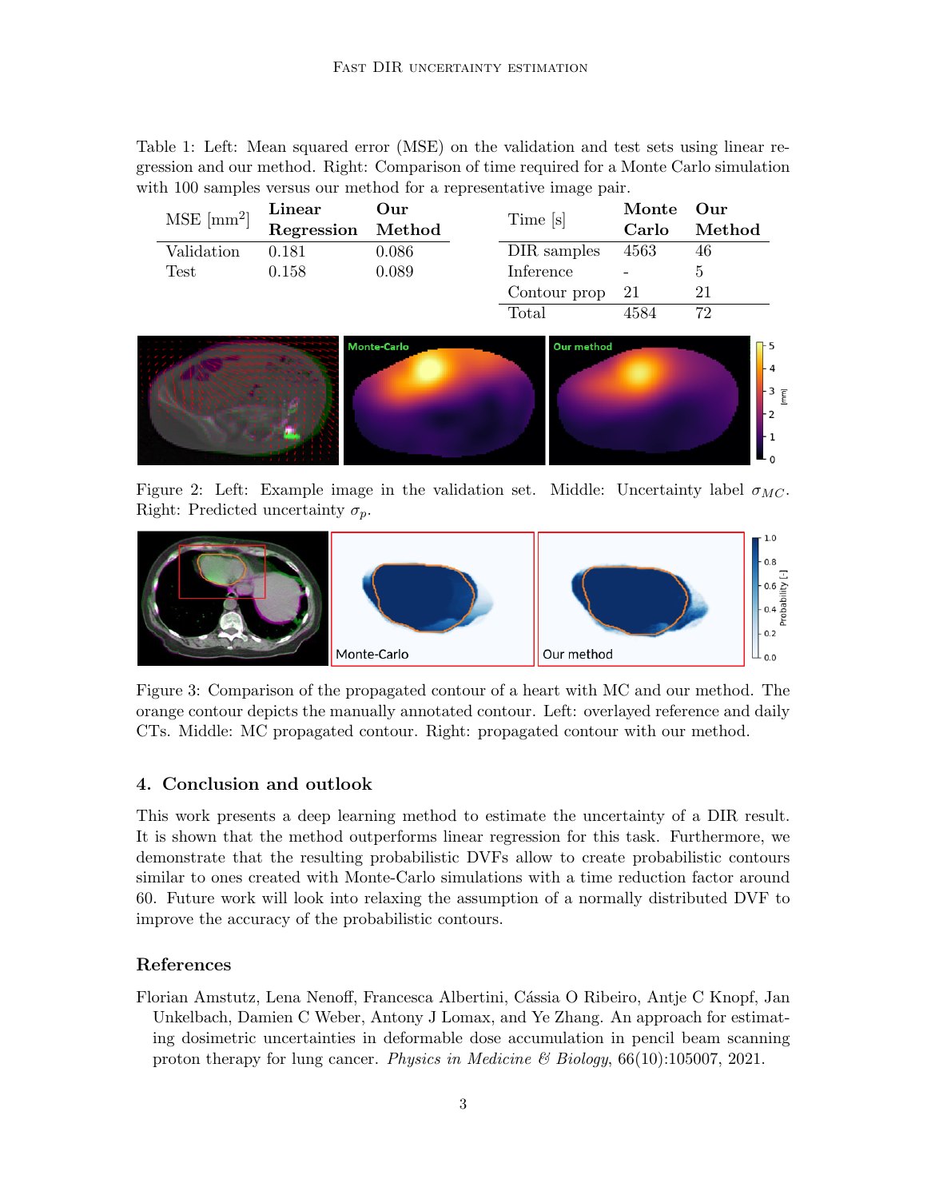Table 1: Left: Mean squared error (MSE) on the validation and test sets using linear regression and our method. Right: Comparison of time required for a Monte Carlo simulation with 100 samples versus our method for a representative image pair.

| MSE [mm$^2$] | Linear Regression | Our Method |
|---|---|---|
| Validation | 0.181 | 0.086 |
| Test | 0.158 | 0.089 |

| Time [s] | Monte Carlo | Our Method |
|---|---|---|
| DIR samples | 4563 | 46 |
| Inference | - | 5 |
| Contour prop | 21 | 21 |
| Total | 4584 | 72 |

Monte-Carlo
Our method
5
4
3
2
1
0
[mm]

Figure 2: Left: Example image in the validation set. Middle: Uncertainty label $\sigma_{MC}$. Right: Predicted uncertainty $\sigma_p$.

Monte-Carlo
Our method
1.0
0.8
0.6
0.4
0.2
0.0
Probability [-]

Figure 3: Comparison of the propagated contour of a heart with MC and our method. The orange contour depicts the manually annotated contour. Left: overlayed reference and daily CTs. Middle: MC propagated contour. Right: propagated contour with our method.

## 4. Conclusion and outlook

This work presents a deep learning method to estimate the uncertainty of a DIR result. It is shown that the method outperforms linear regression for this task. Furthermore, we demonstrate that the resulting probabilistic DVFs allow to create probabilistic contours similar to ones created with Monte-Carlo simulations with a time reduction factor around 60. Future work will look into relaxing the assumption of a normally distributed DVF to improve the accuracy of the probabilistic contours.

## References

Florian Amstutz, Lena Nenoff, Francesca Albertini, Cássia O Ribeiro, Antje C Knopf, Jan Unkelbach, Damien C Weber, Antony J Lomax, and Ye Zhang. An approach for estimating dosimetric uncertainties in deformable dose accumulation in pencil beam scanning proton therapy for lung cancer. *Physics in Medicine & Biology*, 66(10):105007, 2021.